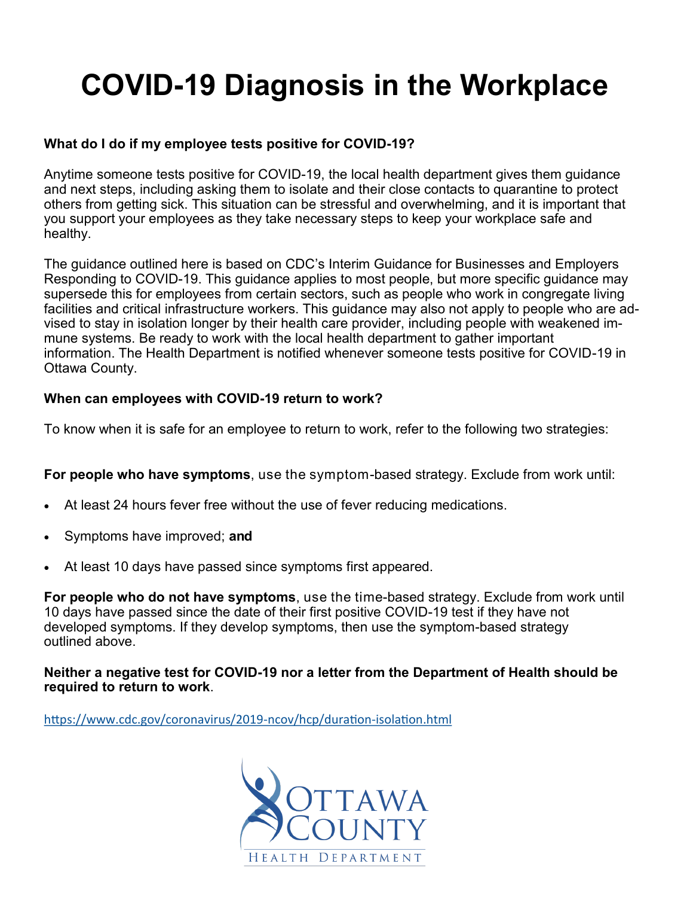# COVID-19 Diagnosis in the Workplace

**What do I do if my employee tests positive for COVID-19?**

Anytime someone tests positive for COVID-19, the local health department gives them guidance and next steps, including asking them to isolate and their close contacts to quarantine to protect others from getting sick. This situation can be stressful and overwhelming, and it is important that you support your employees as they take necessary steps to keep your workplace safe and healthy.

The guidance outlined here is based on CDC's Interim Guidance for Businesses and Employers Responding to COVID-19. This guidance applies to most people, but more specific guidance may supersede this for employees from certain sectors, such as people who work in congregate living facilities and critical infrastructure workers. This guidance may also not apply to people who are advised to stay in isolation longer by their health care provider, including people with weakened immune systems. Be ready to work with the local health department to gather important information. The Health Department is notified whenever someone tests positive for COVID-19 in Ottawa County.

**When can employees with COVID-19 return to work?**

To know when it is safe for an employee to return to work, refer to the following two strategies:

**For people who have symptoms**, use the symptom-based strategy. Exclude from work until:

- At least 24 hours fever free without the use of fever reducing medications.
- Symptoms have improved; **and**
- At least 10 days have passed since symptoms first appeared.

**For people who do not have symptoms**, use the time-based strategy. Exclude from work until 10 days have passed since the date of their first positive COVID-19 test if they have not developed symptoms. If they develop symptoms, then use the symptom-based strategy outlined above.

**Neither a negative test for COVID-19 nor a letter from the Department of Health should be required to return to work**.

https://www.cdc.gov/coronavirus/2019-ncov/hcp/duration-isolation.html

Ottawa County Health Department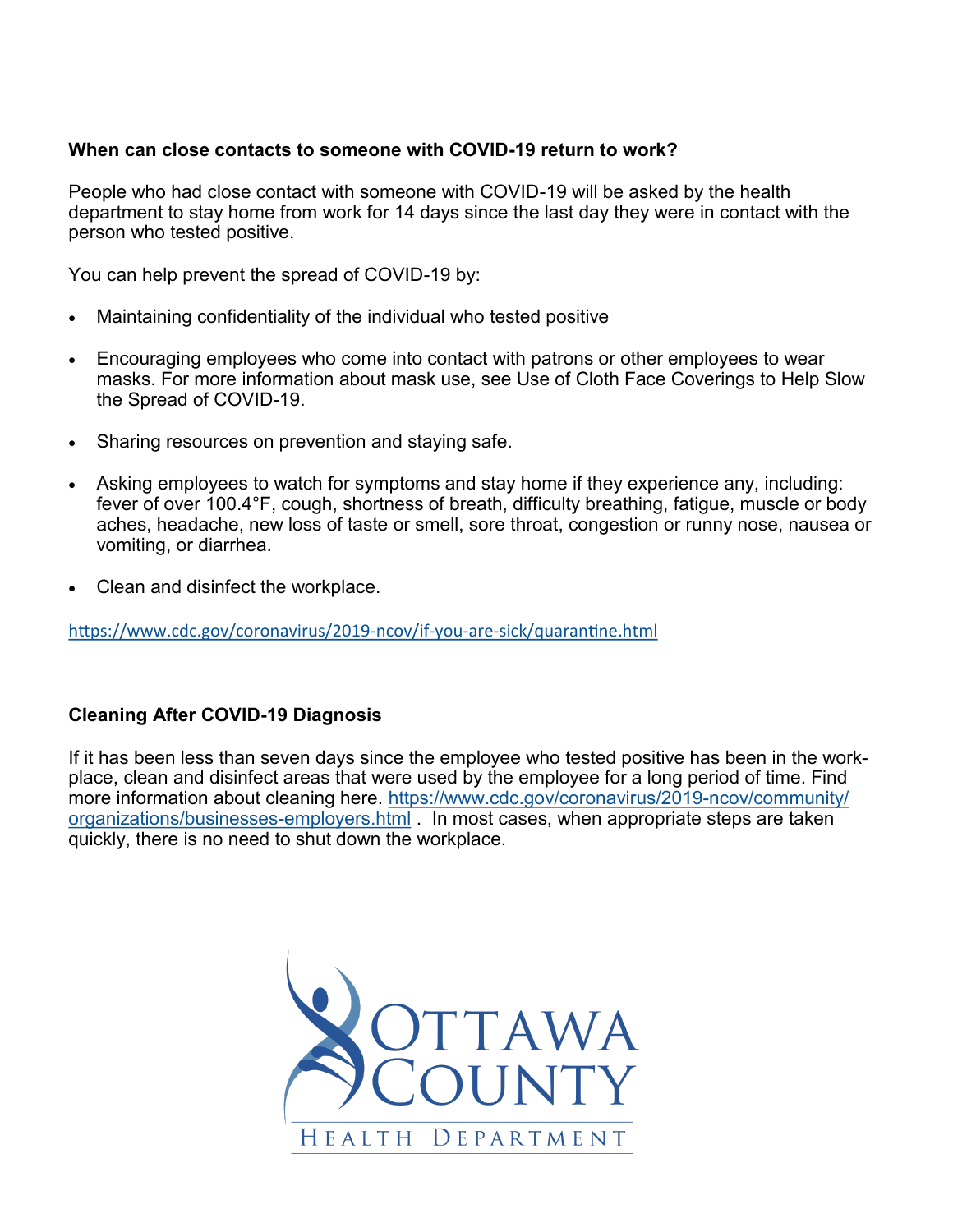**When can close contacts to someone with COVID-19 return to work?**

People who had close contact with someone with COVID-19 will be asked by the health department to stay home from work for 14 days since the last day they were in contact with the person who tested positive.

You can help prevent the spread of COVID-19 by:

- Maintaining confidentiality of the individual who tested positive
- Encouraging employees who come into contact with patrons or other employees to wear masks. For more information about mask use, see Use of Cloth Face Coverings to Help Slow the Spread of COVID-19.
- Sharing resources on prevention and staying safe.
- Asking employees to watch for symptoms and stay home if they experience any, including: fever of over 100.4°F, cough, shortness of breath, difficulty breathing, fatigue, muscle or body aches, headache, new loss of taste or smell, sore throat, congestion or runny nose, nausea or vomiting, or diarrhea.
- Clean and disinfect the workplace.

https://www.cdc.gov/coronavirus/2019-ncov/if-you-are-sick/quarantine.html

**Cleaning After COVID-19 Diagnosis**

If it has been less than seven days since the employee who tested positive has been in the workplace, clean and disinfect areas that were used by the employee for a long period of time. Find more information about cleaning here. https://www.cdc.gov/coronavirus/2019-ncov/community/organizations/businesses-employers.html . In most cases, when appropriate steps are taken quickly, there is no need to shut down the workplace.

Ottawa County Health Department